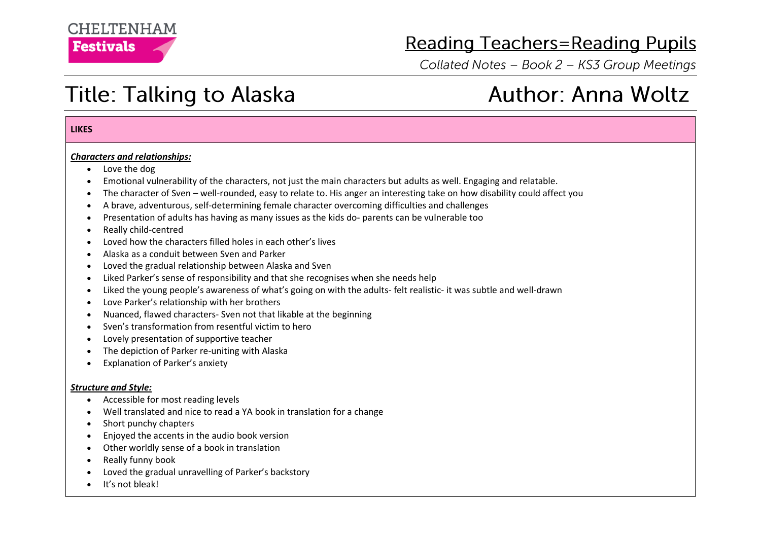# Reading Teachers=Reading Pupils

*Collated Notes – Book 2 – KS3 Group Meetings*

## Title: Talking to Alaska

## Author: Anna Woltz

**LIKES**

***Characters and relationships:***

- Love the dog
- Emotional vulnerability of the characters, not just the main characters but adults as well. Engaging and relatable.
- The character of Sven – well-rounded, easy to relate to. His anger an interesting take on how disability could affect you
- A brave, adventurous, self-determining female character overcoming difficulties and challenges
- Presentation of adults has having as many issues as the kids do- parents can be vulnerable too
- Really child-centred
- Loved how the characters filled holes in each other's lives
- Alaska as a conduit between Sven and Parker
- Loved the gradual relationship between Alaska and Sven
- Liked Parker's sense of responsibility and that she recognises when she needs help
- Liked the young people's awareness of what's going on with the adults- felt realistic- it was subtle and well-drawn
- Love Parker's relationship with her brothers
- Nuanced, flawed characters- Sven not that likable at the beginning
- Sven's transformation from resentful victim to hero
- Lovely presentation of supportive teacher
- The depiction of Parker re-uniting with Alaska
- Explanation of Parker's anxiety

***Structure and Style:***

- Accessible for most reading levels
- Well translated and nice to read a YA book in translation for a change
- Short punchy chapters
- Enjoyed the accents in the audio book version
- Other worldly sense of a book in translation
- Really funny book
- Loved the gradual unravelling of Parker's backstory
- It's not bleak!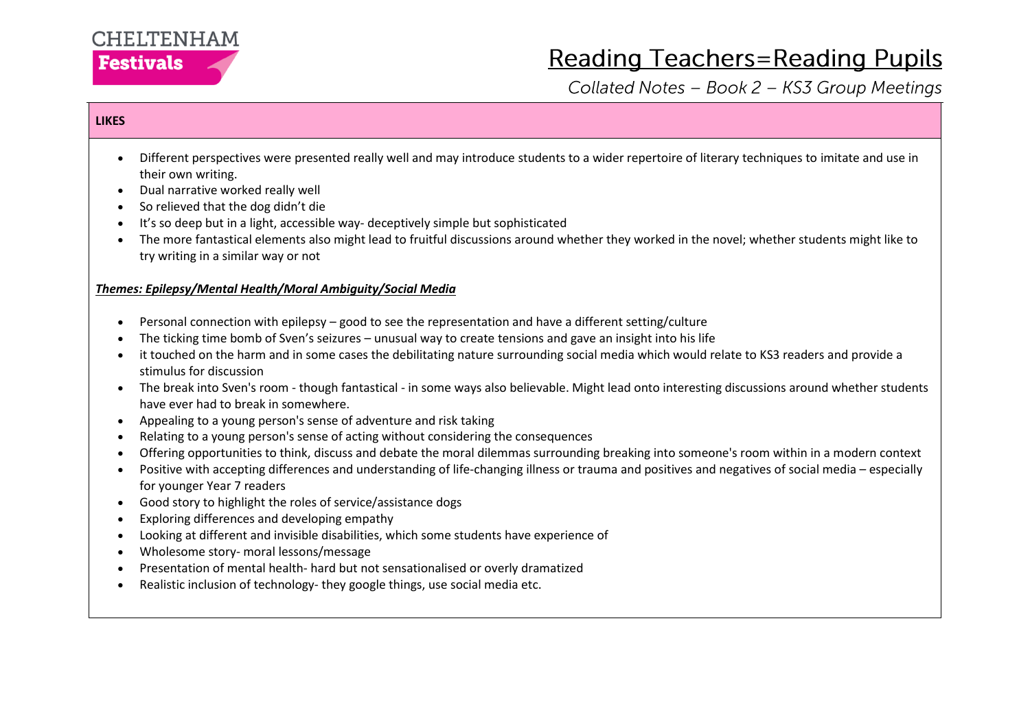**LIKES**

- Different perspectives were presented really well and may introduce students to a wider repertoire of literary techniques to imitate and use in their own writing.
- Dual narrative worked really well
- So relieved that the dog didn't die
- It's so deep but in a light, accessible way- deceptively simple but sophisticated
- The more fantastical elements also might lead to fruitful discussions around whether they worked in the novel; whether students might like to try writing in a similar way or not

***Themes: Epilepsy/Mental Health/Moral Ambiguity/Social Media***

- Personal connection with epilepsy – good to see the representation and have a different setting/culture
- The ticking time bomb of Sven's seizures – unusual way to create tensions and gave an insight into his life
- it touched on the harm and in some cases the debilitating nature surrounding social media which would relate to KS3 readers and provide a stimulus for discussion
- The break into Sven's room - though fantastical - in some ways also believable. Might lead onto interesting discussions around whether students have ever had to break in somewhere.
- Appealing to a young person's sense of adventure and risk taking
- Relating to a young person's sense of acting without considering the consequences
- Offering opportunities to think, discuss and debate the moral dilemmas surrounding breaking into someone's room within in a modern context
- Positive with accepting differences and understanding of life-changing illness or trauma and positives and negatives of social media – especially for younger Year 7 readers
- Good story to highlight the roles of service/assistance dogs
- Exploring differences and developing empathy
- Looking at different and invisible disabilities, which some students have experience of
- Wholesome story- moral lessons/message
- Presentation of mental health- hard but not sensationalised or overly dramatized
- Realistic inclusion of technology- they google things, use social media etc.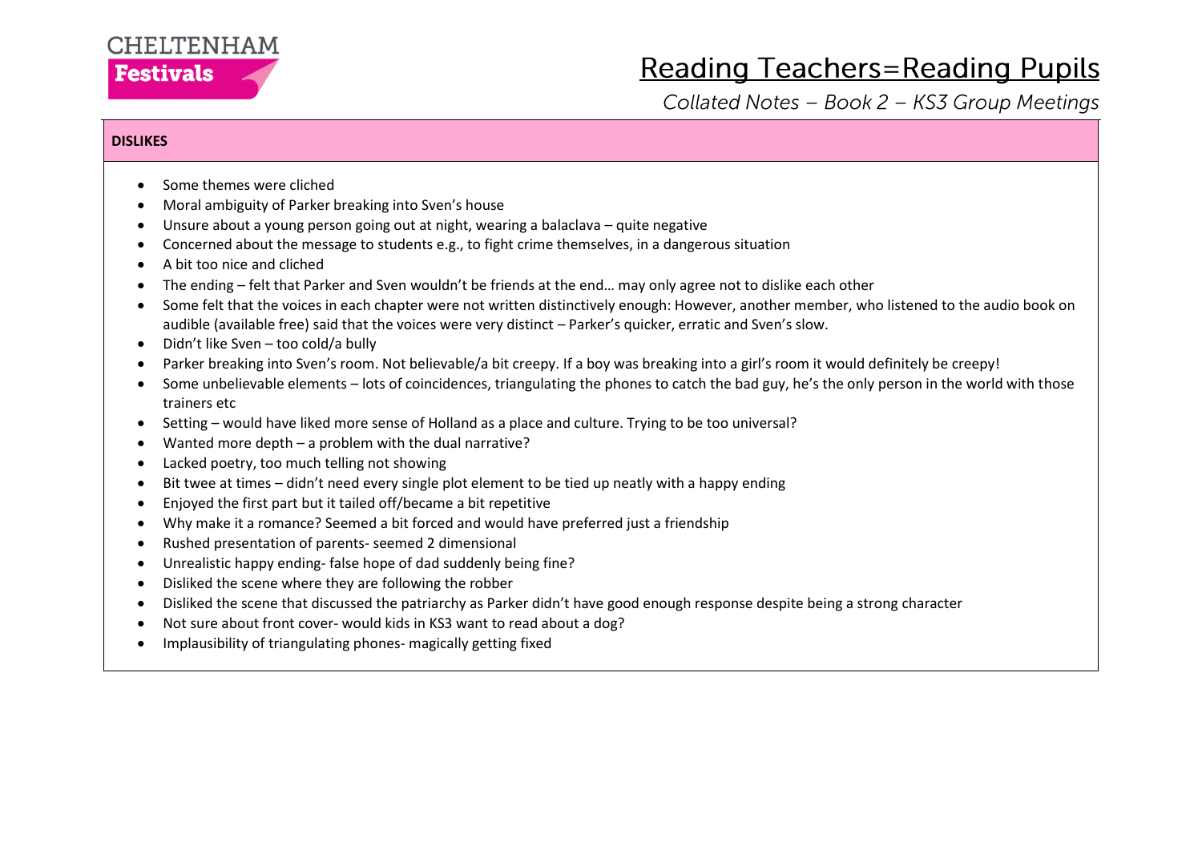**DISLIKES**

- Some themes were cliched
- Moral ambiguity of Parker breaking into Sven's house
- Unsure about a young person going out at night, wearing a balaclava – quite negative
- Concerned about the message to students e.g., to fight crime themselves, in a dangerous situation
- A bit too nice and cliched
- The ending – felt that Parker and Sven wouldn't be friends at the end… may only agree not to dislike each other
- Some felt that the voices in each chapter were not written distinctively enough: However, another member, who listened to the audio book on audible (available free) said that the voices were very distinct – Parker's quicker, erratic and Sven's slow.
- Didn't like Sven – too cold/a bully
- Parker breaking into Sven's room. Not believable/a bit creepy. If a boy was breaking into a girl's room it would definitely be creepy!
- Some unbelievable elements – lots of coincidences, triangulating the phones to catch the bad guy, he's the only person in the world with those trainers etc
- Setting – would have liked more sense of Holland as a place and culture. Trying to be too universal?
- Wanted more depth – a problem with the dual narrative?
- Lacked poetry, too much telling not showing
- Bit twee at times – didn't need every single plot element to be tied up neatly with a happy ending
- Enjoyed the first part but it tailed off/became a bit repetitive
- Why make it a romance? Seemed a bit forced and would have preferred just a friendship
- Rushed presentation of parents- seemed 2 dimensional
- Unrealistic happy ending- false hope of dad suddenly being fine?
- Disliked the scene where they are following the robber
- Disliked the scene that discussed the patriarchy as Parker didn't have good enough response despite being a strong character
- Not sure about front cover- would kids in KS3 want to read about a dog?
- Implausibility of triangulating phones- magically getting fixed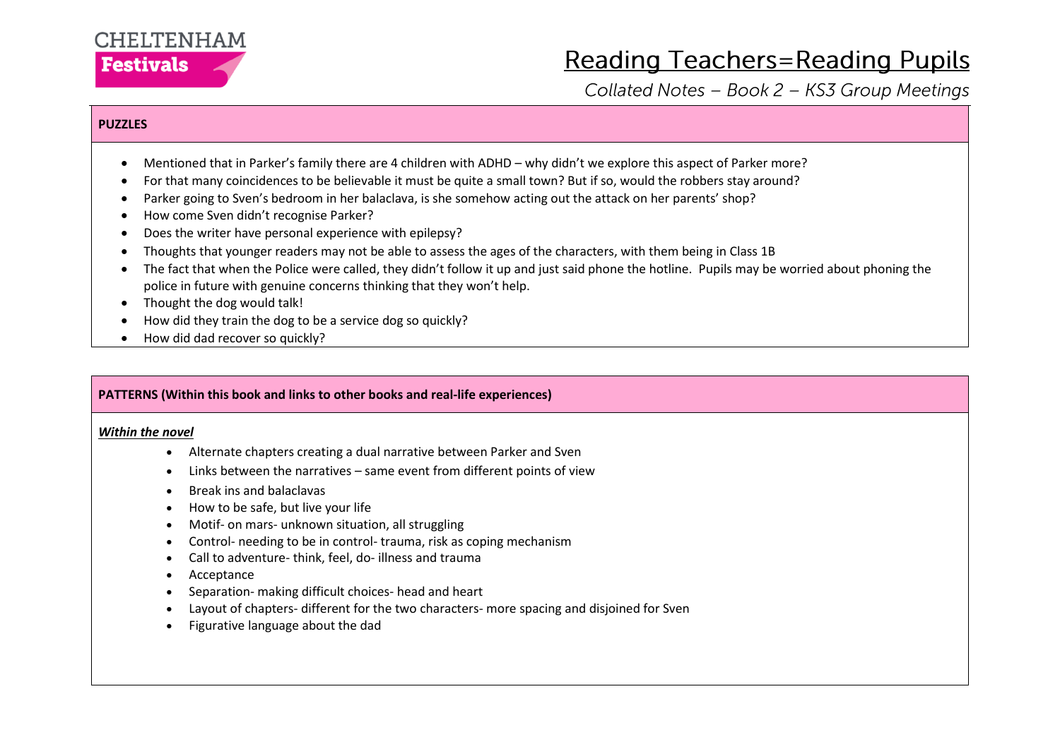**PUZZLES**

- Mentioned that in Parker's family there are 4 children with ADHD – why didn't we explore this aspect of Parker more?
- For that many coincidences to be believable it must be quite a small town? But if so, would the robbers stay around?
- Parker going to Sven's bedroom in her balaclava, is she somehow acting out the attack on her parents' shop?
- How come Sven didn't recognise Parker?
- Does the writer have personal experience with epilepsy?
- Thoughts that younger readers may not be able to assess the ages of the characters, with them being in Class 1B
- The fact that when the Police were called, they didn't follow it up and just said phone the hotline. Pupils may be worried about phoning the police in future with genuine concerns thinking that they won't help.
- Thought the dog would talk!
- How did they train the dog to be a service dog so quickly?
- How did dad recover so quickly?

**PATTERNS (Within this book and links to other books and real-life experiences)**

***Within the novel***

- Alternate chapters creating a dual narrative between Parker and Sven
- Links between the narratives – same event from different points of view
- Break ins and balaclavas
- How to be safe, but live your life
- Motif- on mars- unknown situation, all struggling
- Control- needing to be in control- trauma, risk as coping mechanism
- Call to adventure- think, feel, do- illness and trauma
- Acceptance
- Separation- making difficult choices- head and heart
- Layout of chapters- different for the two characters- more spacing and disjoined for Sven
- Figurative language about the dad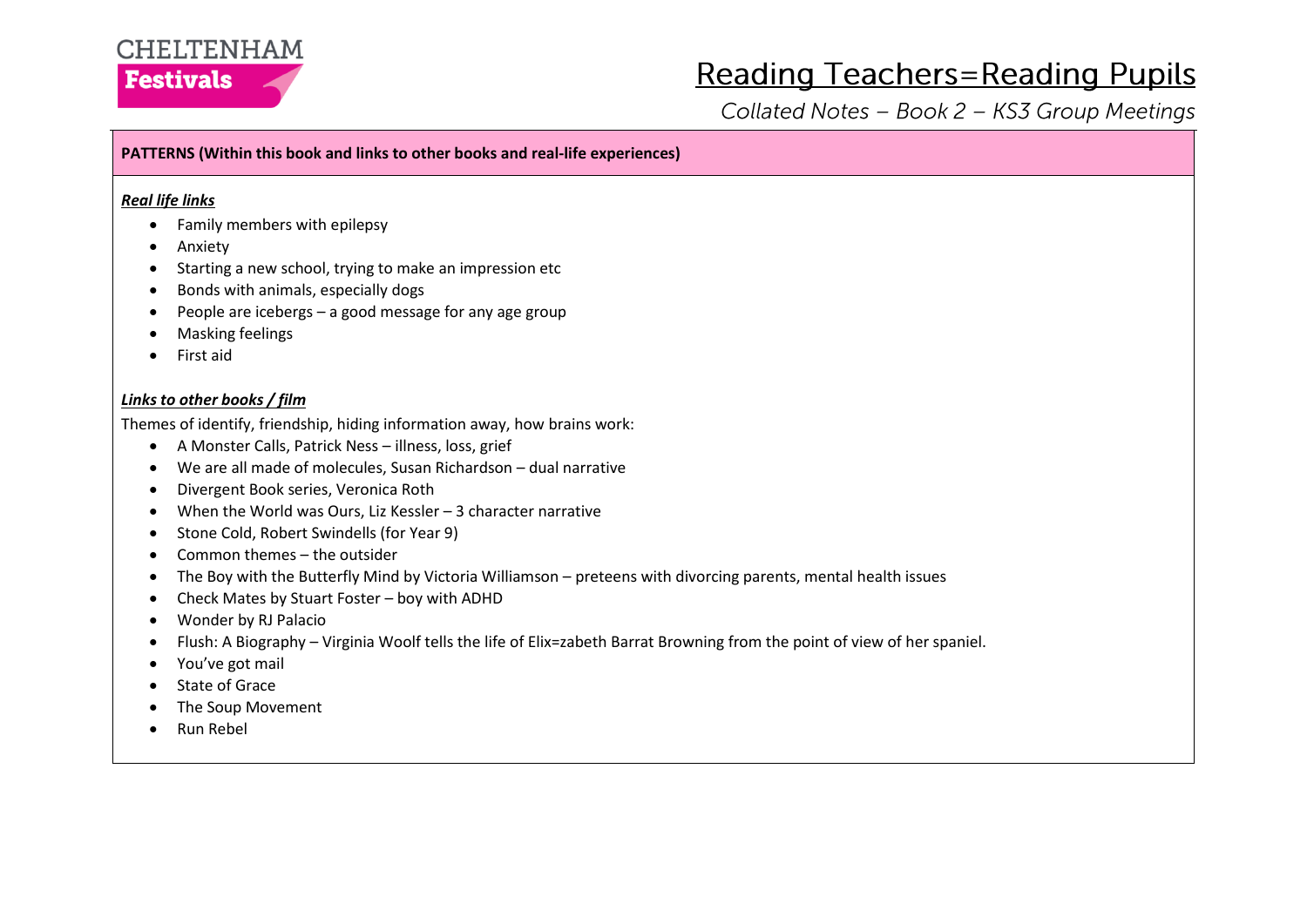**PATTERNS (Within this book and links to other books and real-life experiences)**

***Real life links***

- Family members with epilepsy
- Anxiety
- Starting a new school, trying to make an impression etc
- Bonds with animals, especially dogs
- People are icebergs – a good message for any age group
- Masking feelings
- First aid

***Links to other books / film***

Themes of identify, friendship, hiding information away, how brains work:

- A Monster Calls, Patrick Ness – illness, loss, grief
- We are all made of molecules, Susan Richardson – dual narrative
- Divergent Book series, Veronica Roth
- When the World was Ours, Liz Kessler – 3 character narrative
- Stone Cold, Robert Swindells (for Year 9)
- Common themes – the outsider
- The Boy with the Butterfly Mind by Victoria Williamson – preteens with divorcing parents, mental health issues
- Check Mates by Stuart Foster – boy with ADHD
- Wonder by RJ Palacio
- Flush: A Biography – Virginia Woolf tells the life of Elix=zabeth Barrat Browning from the point of view of her spaniel.
- You've got mail
- State of Grace
- The Soup Movement
- Run Rebel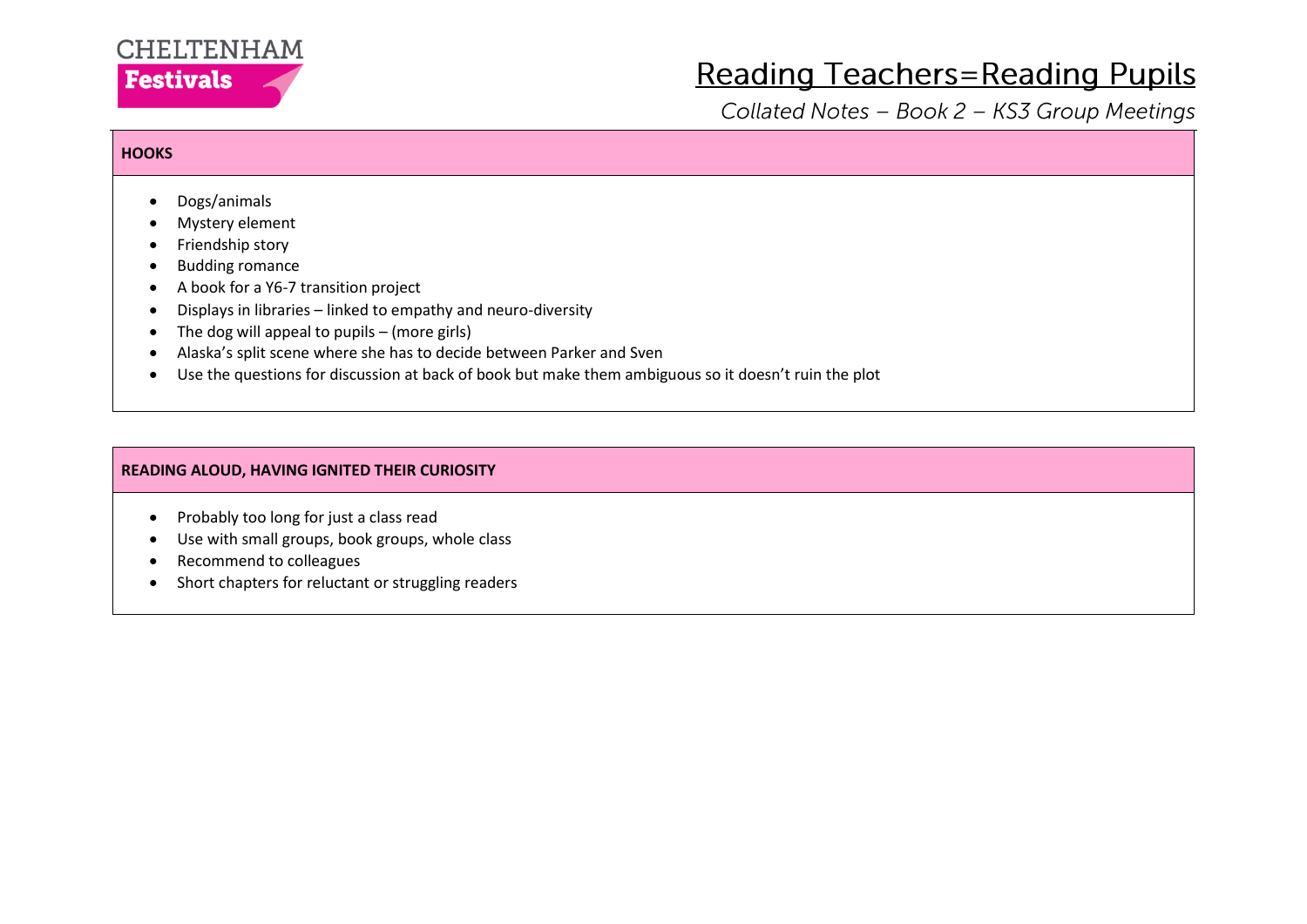## HOOKS

- Dogs/animals
- Mystery element
- Friendship story
- Budding romance
- A book for a Y6-7 transition project
- Displays in libraries – linked to empathy and neuro-diversity
- The dog will appeal to pupils – (more girls)
- Alaska's split scene where she has to decide between Parker and Sven
- Use the questions for discussion at back of book but make them ambiguous so it doesn't ruin the plot

## READING ALOUD, HAVING IGNITED THEIR CURIOSITY

- Probably too long for just a class read
- Use with small groups, book groups, whole class
- Recommend to colleagues
- Short chapters for reluctant or struggling readers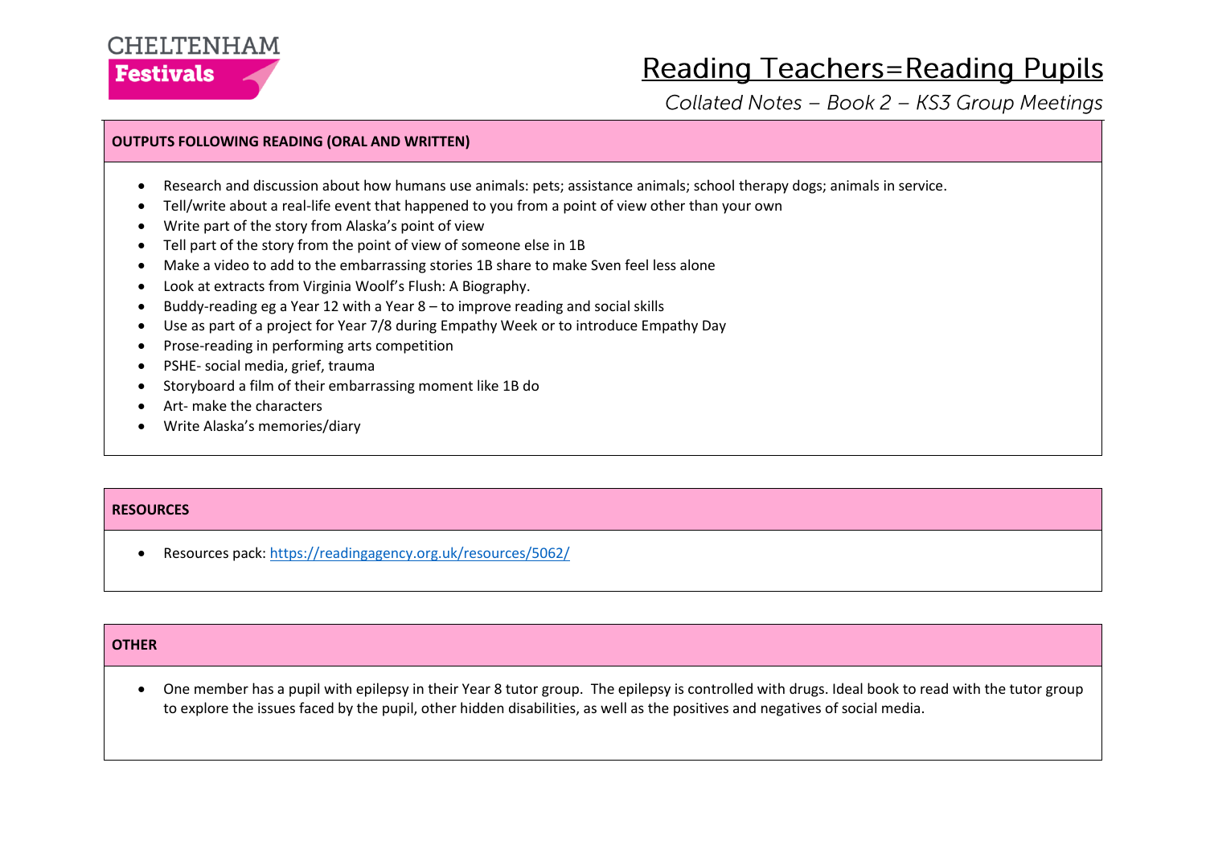# Reading Teachers=Reading Pupils

*Collated Notes – Book 2 – KS3 Group Meetings*

## OUTPUTS FOLLOWING READING (ORAL AND WRITTEN)

- Research and discussion about how humans use animals: pets; assistance animals; school therapy dogs; animals in service.
- Tell/write about a real-life event that happened to you from a point of view other than your own
- Write part of the story from Alaska's point of view
- Tell part of the story from the point of view of someone else in 1B
- Make a video to add to the embarrassing stories 1B share to make Sven feel less alone
- Look at extracts from Virginia Woolf's Flush: A Biography.
- Buddy-reading eg a Year 12 with a Year 8 – to improve reading and social skills
- Use as part of a project for Year 7/8 during Empathy Week or to introduce Empathy Day
- Prose-reading in performing arts competition
- PSHE- social media, grief, trauma
- Storyboard a film of their embarrassing moment like 1B do
- Art- make the characters
- Write Alaska's memories/diary

## RESOURCES

- Resources pack: [https://readingagency.org.uk/resources/5062/](https://readingagency.org.uk/resources/5062/)

## OTHER

- One member has a pupil with epilepsy in their Year 8 tutor group. The epilepsy is controlled with drugs. Ideal book to read with the tutor group to explore the issues faced by the pupil, other hidden disabilities, as well as the positives and negatives of social media.